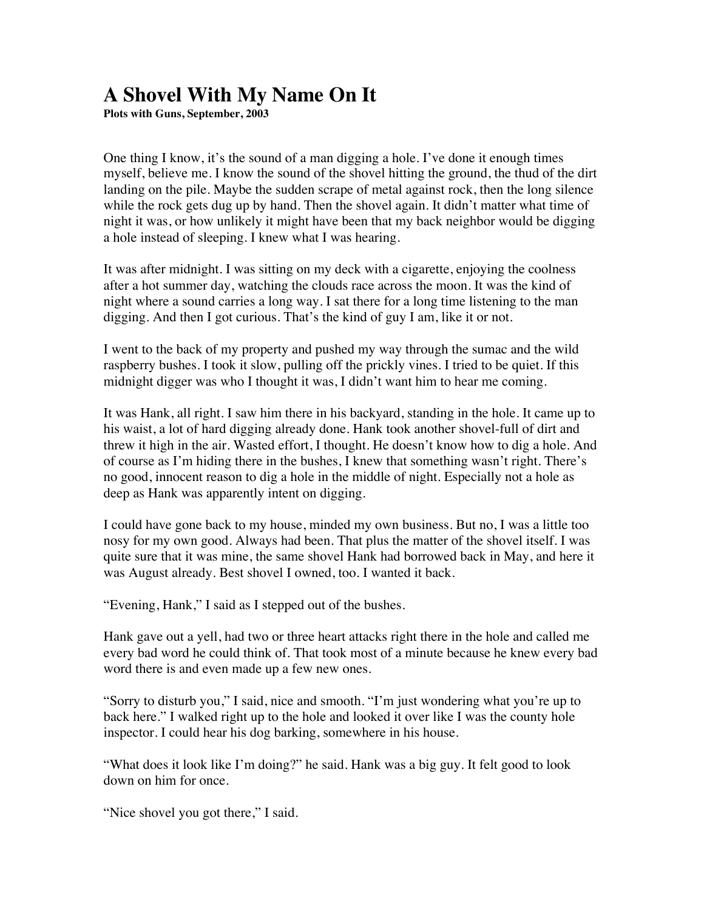# A Shovel With My Name On It

**Plots with Guns, September, 2003**

One thing I know, it's the sound of a man digging a hole. I've done it enough times myself, believe me. I know the sound of the shovel hitting the ground, the thud of the dirt landing on the pile. Maybe the sudden scrape of metal against rock, then the long silence while the rock gets dug up by hand. Then the shovel again. It didn't matter what time of night it was, or how unlikely it might have been that my back neighbor would be digging a hole instead of sleeping. I knew what I was hearing.

It was after midnight. I was sitting on my deck with a cigarette, enjoying the coolness after a hot summer day, watching the clouds race across the moon. It was the kind of night where a sound carries a long way. I sat there for a long time listening to the man digging. And then I got curious. That's the kind of guy I am, like it or not.

I went to the back of my property and pushed my way through the sumac and the wild raspberry bushes. I took it slow, pulling off the prickly vines. I tried to be quiet. If this midnight digger was who I thought it was, I didn't want him to hear me coming.

It was Hank, all right. I saw him there in his backyard, standing in the hole. It came up to his waist, a lot of hard digging already done. Hank took another shovel-full of dirt and threw it high in the air. Wasted effort, I thought. He doesn't know how to dig a hole. And of course as I'm hiding there in the bushes, I knew that something wasn't right. There's no good, innocent reason to dig a hole in the middle of night. Especially not a hole as deep as Hank was apparently intent on digging.

I could have gone back to my house, minded my own business. But no, I was a little too nosy for my own good. Always had been. That plus the matter of the shovel itself. I was quite sure that it was mine, the same shovel Hank had borrowed back in May, and here it was August already. Best shovel I owned, too. I wanted it back.

"Evening, Hank," I said as I stepped out of the bushes.

Hank gave out a yell, had two or three heart attacks right there in the hole and called me every bad word he could think of. That took most of a minute because he knew every bad word there is and even made up a few new ones.

"Sorry to disturb you," I said, nice and smooth. "I'm just wondering what you're up to back here." I walked right up to the hole and looked it over like I was the county hole inspector. I could hear his dog barking, somewhere in his house.

"What does it look like I'm doing?" he said. Hank was a big guy. It felt good to look down on him for once.

"Nice shovel you got there," I said.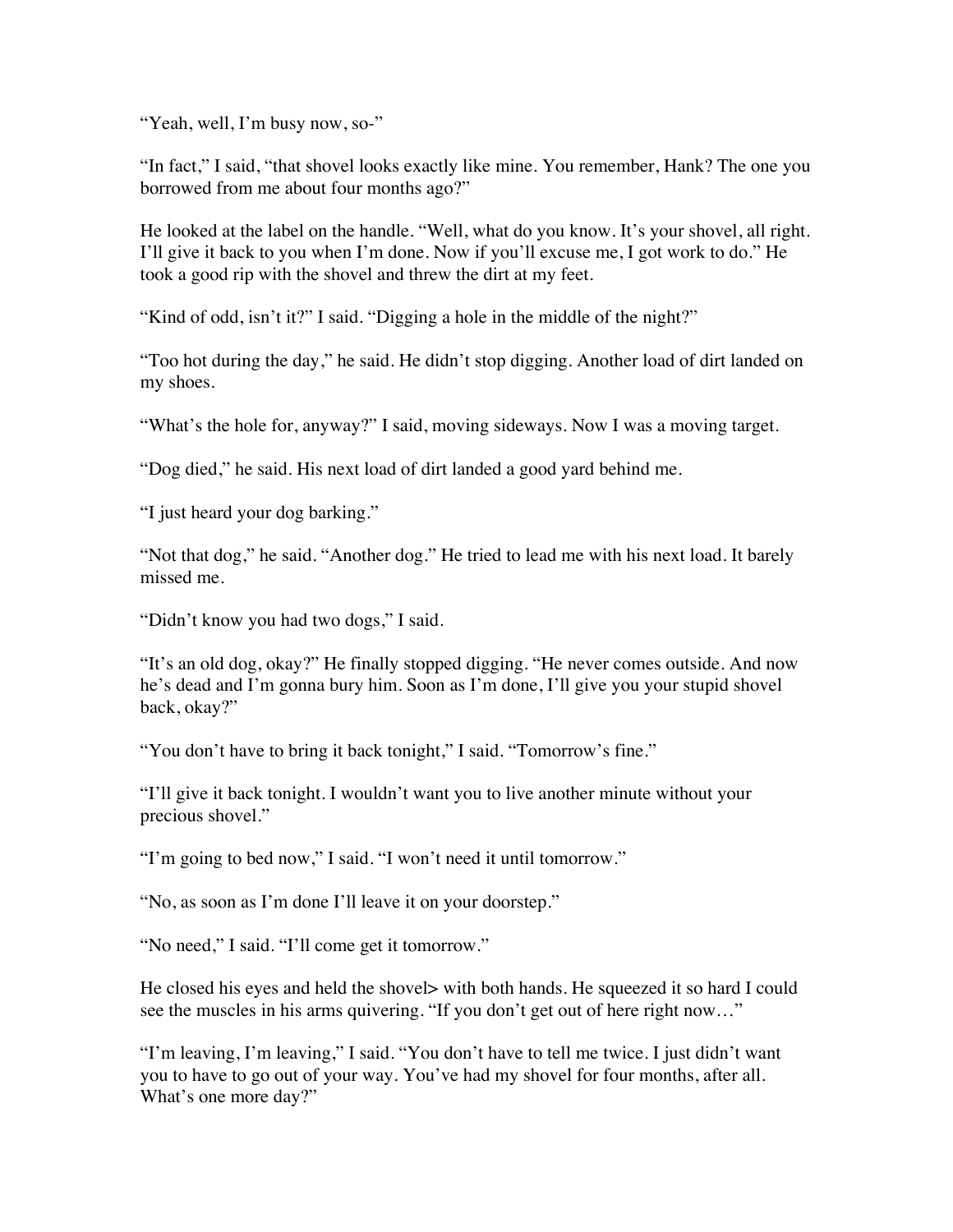"Yeah, well, I'm busy now, so-"

"In fact," I said, "that shovel looks exactly like mine. You remember, Hank? The one you borrowed from me about four months ago?"

He looked at the label on the handle. "Well, what do you know. It's your shovel, all right. I'll give it back to you when I'm done. Now if you'll excuse me, I got work to do." He took a good rip with the shovel and threw the dirt at my feet.

"Kind of odd, isn't it?" I said. "Digging a hole in the middle of the night?"

"Too hot during the day," he said. He didn't stop digging. Another load of dirt landed on my shoes.

"What's the hole for, anyway?" I said, moving sideways. Now I was a moving target.

"Dog died," he said. His next load of dirt landed a good yard behind me.

"I just heard your dog barking."

"Not that dog," he said. "Another dog." He tried to lead me with his next load. It barely missed me.

"Didn't know you had two dogs," I said.

"It's an old dog, okay?" He finally stopped digging. "He never comes outside. And now he's dead and I'm gonna bury him. Soon as I'm done, I'll give you your stupid shovel back, okay?"

"You don't have to bring it back tonight," I said. "Tomorrow's fine."

"I'll give it back tonight. I wouldn't want you to live another minute without your precious shovel."

"I'm going to bed now," I said. "I won't need it until tomorrow."

"No, as soon as I'm done I'll leave it on your doorstep."

"No need," I said. "I'll come get it tomorrow."

He closed his eyes and held the shovel> with both hands. He squeezed it so hard I could see the muscles in his arms quivering. "If you don't get out of here right now…"

"I'm leaving, I'm leaving," I said. "You don't have to tell me twice. I just didn't want you to have to go out of your way. You've had my shovel for four months, after all. What's one more day?"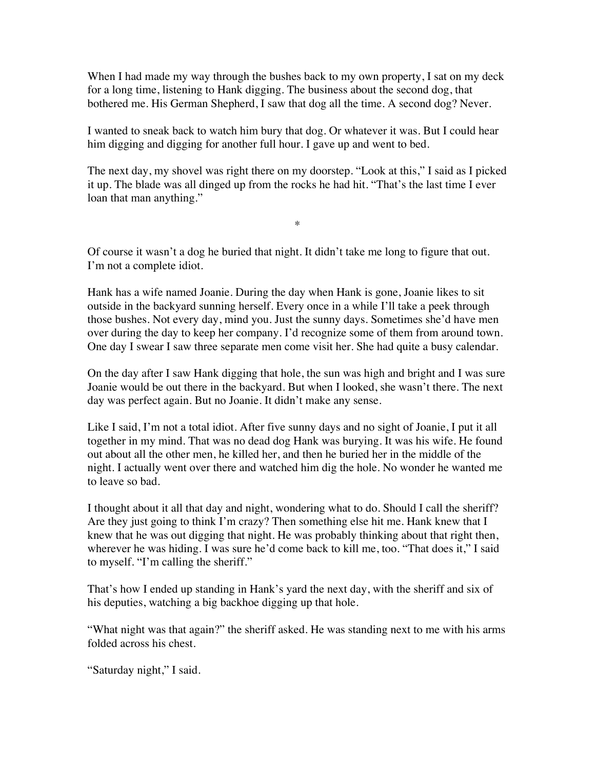When I had made my way through the bushes back to my own property, I sat on my deck for a long time, listening to Hank digging. The business about the second dog, that bothered me. His German Shepherd, I saw that dog all the time. A second dog? Never.

I wanted to sneak back to watch him bury that dog. Or whatever it was. But I could hear him digging and digging for another full hour. I gave up and went to bed.

The next day, my shovel was right there on my doorstep. "Look at this," I said as I picked it up. The blade was all dinged up from the rocks he had hit. "That's the last time I ever loan that man anything."

*

Of course it wasn't a dog he buried that night. It didn't take me long to figure that out. I'm not a complete idiot.

Hank has a wife named Joanie. During the day when Hank is gone, Joanie likes to sit outside in the backyard sunning herself. Every once in a while I'll take a peek through those bushes. Not every day, mind you. Just the sunny days. Sometimes she'd have men over during the day to keep her company. I'd recognize some of them from around town. One day I swear I saw three separate men come visit her. She had quite a busy calendar.

On the day after I saw Hank digging that hole, the sun was high and bright and I was sure Joanie would be out there in the backyard. But when I looked, she wasn't there. The next day was perfect again. But no Joanie. It didn't make any sense.

Like I said, I'm not a total idiot. After five sunny days and no sight of Joanie, I put it all together in my mind. That was no dead dog Hank was burying. It was his wife. He found out about all the other men, he killed her, and then he buried her in the middle of the night. I actually went over there and watched him dig the hole. No wonder he wanted me to leave so bad.

I thought about it all that day and night, wondering what to do. Should I call the sheriff? Are they just going to think I'm crazy? Then something else hit me. Hank knew that I knew that he was out digging that night. He was probably thinking about that right then, wherever he was hiding. I was sure he'd come back to kill me, too. "That does it," I said to myself. "I'm calling the sheriff."

That's how I ended up standing in Hank's yard the next day, with the sheriff and six of his deputies, watching a big backhoe digging up that hole.

"What night was that again?" the sheriff asked. He was standing next to me with his arms folded across his chest.

"Saturday night," I said.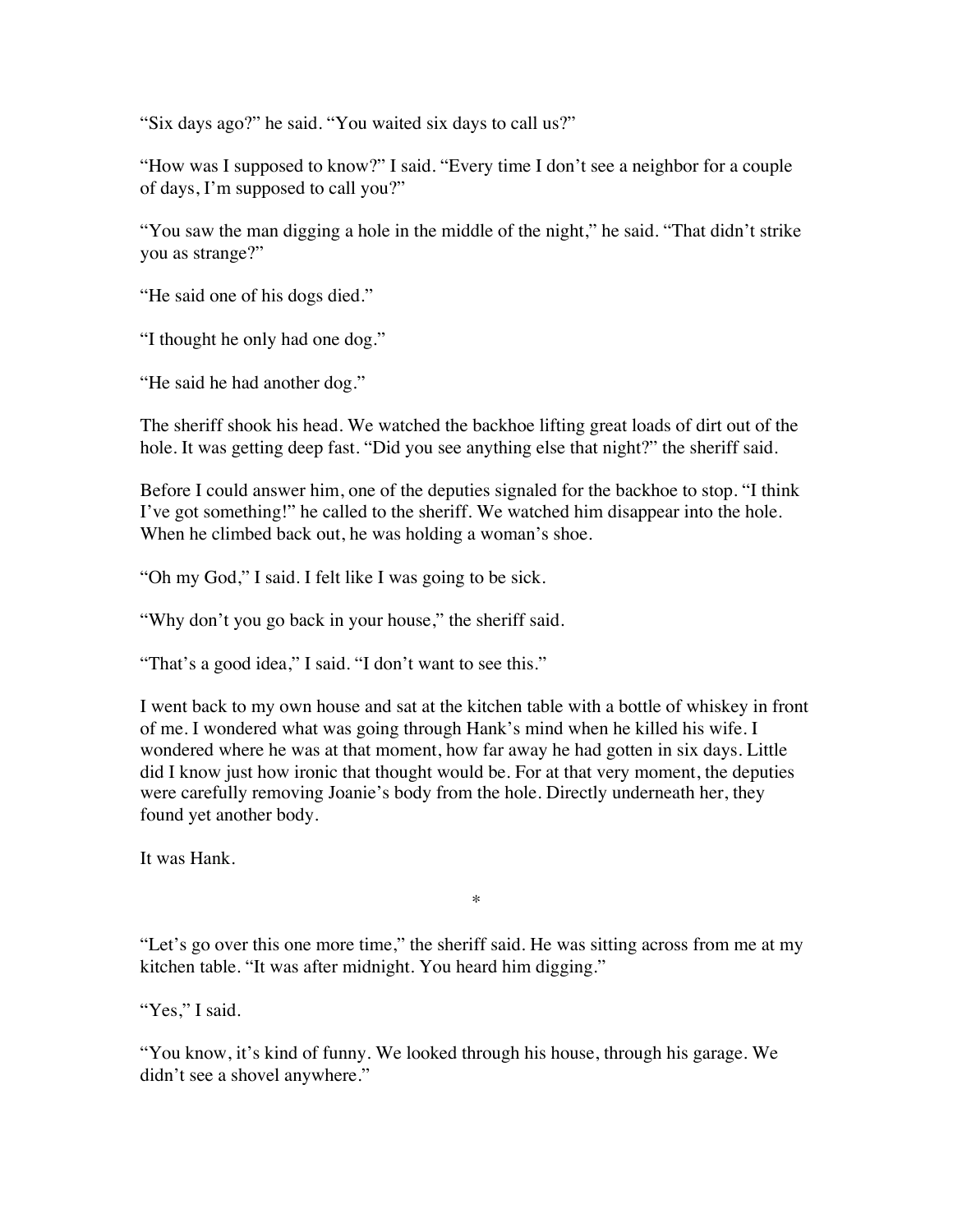"Six days ago?" he said. "You waited six days to call us?"

"How was I supposed to know?" I said. "Every time I don't see a neighbor for a couple of days, I'm supposed to call you?"

"You saw the man digging a hole in the middle of the night," he said. "That didn't strike you as strange?"

"He said one of his dogs died."

"I thought he only had one dog."

"He said he had another dog."

The sheriff shook his head. We watched the backhoe lifting great loads of dirt out of the hole. It was getting deep fast. "Did you see anything else that night?" the sheriff said.

Before I could answer him, one of the deputies signaled for the backhoe to stop. "I think I've got something!" he called to the sheriff. We watched him disappear into the hole. When he climbed back out, he was holding a woman's shoe.

"Oh my God," I said. I felt like I was going to be sick.

"Why don't you go back in your house," the sheriff said.

"That's a good idea," I said. "I don't want to see this."

I went back to my own house and sat at the kitchen table with a bottle of whiskey in front of me. I wondered what was going through Hank's mind when he killed his wife. I wondered where he was at that moment, how far away he had gotten in six days. Little did I know just how ironic that thought would be. For at that very moment, the deputies were carefully removing Joanie's body from the hole. Directly underneath her, they found yet another body.

It was Hank.

*

"Let's go over this one more time," the sheriff said. He was sitting across from me at my kitchen table. "It was after midnight. You heard him digging."

"Yes," I said.

"You know, it's kind of funny. We looked through his house, through his garage. We didn't see a shovel anywhere."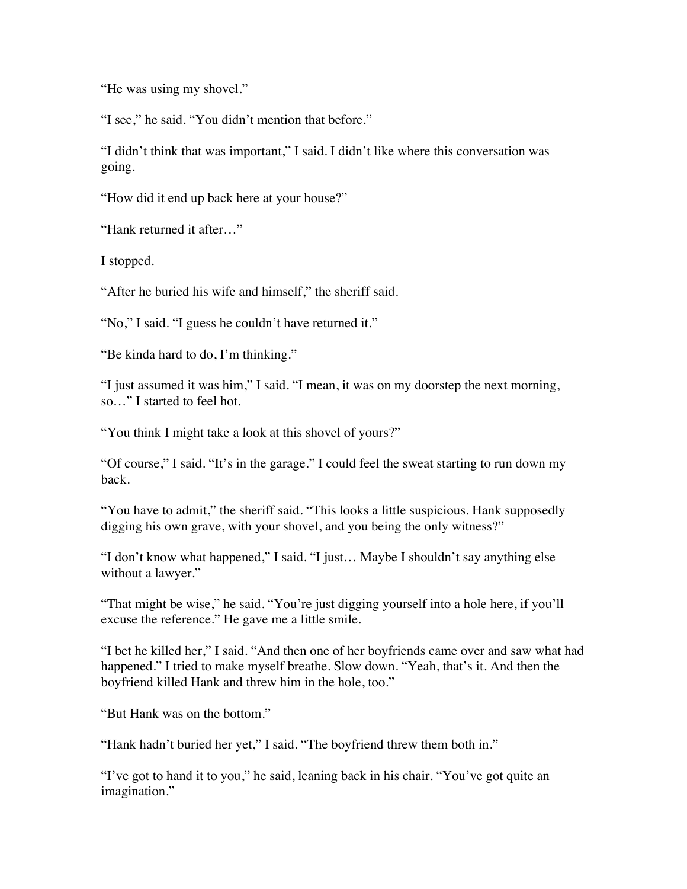"He was using my shovel."

"I see," he said. "You didn't mention that before."

"I didn't think that was important," I said. I didn't like where this conversation was going.

"How did it end up back here at your house?"

"Hank returned it after…"

I stopped.

"After he buried his wife and himself," the sheriff said.

"No," I said. "I guess he couldn't have returned it."

"Be kinda hard to do, I'm thinking."

"I just assumed it was him," I said. "I mean, it was on my doorstep the next morning, so…" I started to feel hot.

"You think I might take a look at this shovel of yours?"

"Of course," I said. "It's in the garage." I could feel the sweat starting to run down my back.

"You have to admit," the sheriff said. "This looks a little suspicious. Hank supposedly digging his own grave, with your shovel, and you being the only witness?"

"I don't know what happened," I said. "I just… Maybe I shouldn't say anything else without a lawyer."

"That might be wise," he said. "You're just digging yourself into a hole here, if you'll excuse the reference." He gave me a little smile.

"I bet he killed her," I said. "And then one of her boyfriends came over and saw what had happened." I tried to make myself breathe. Slow down. "Yeah, that's it. And then the boyfriend killed Hank and threw him in the hole, too."

"But Hank was on the bottom."

"Hank hadn't buried her yet," I said. "The boyfriend threw them both in."

"I've got to hand it to you," he said, leaning back in his chair. "You've got quite an imagination."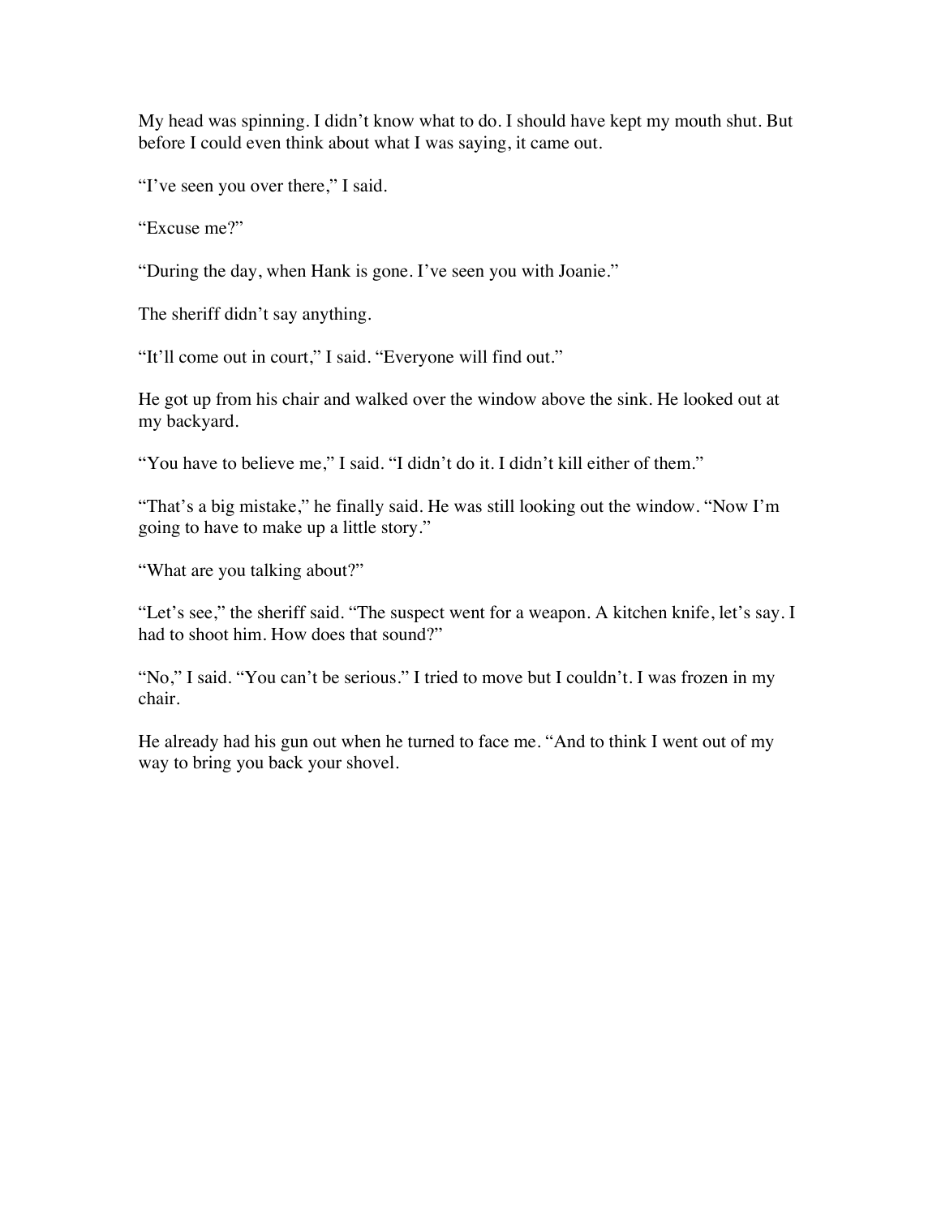My head was spinning. I didn't know what to do. I should have kept my mouth shut. But before I could even think about what I was saying, it came out.

"I've seen you over there," I said.

"Excuse me?"

"During the day, when Hank is gone. I've seen you with Joanie."

The sheriff didn't say anything.

"It'll come out in court," I said. "Everyone will find out."

He got up from his chair and walked over the window above the sink. He looked out at my backyard.

"You have to believe me," I said. "I didn't do it. I didn't kill either of them."

"That's a big mistake," he finally said. He was still looking out the window. "Now I'm going to have to make up a little story."

"What are you talking about?"

"Let's see," the sheriff said. "The suspect went for a weapon. A kitchen knife, let's say. I had to shoot him. How does that sound?"

"No," I said. "You can't be serious." I tried to move but I couldn't. I was frozen in my chair.

He already had his gun out when he turned to face me. "And to think I went out of my way to bring you back your shovel.